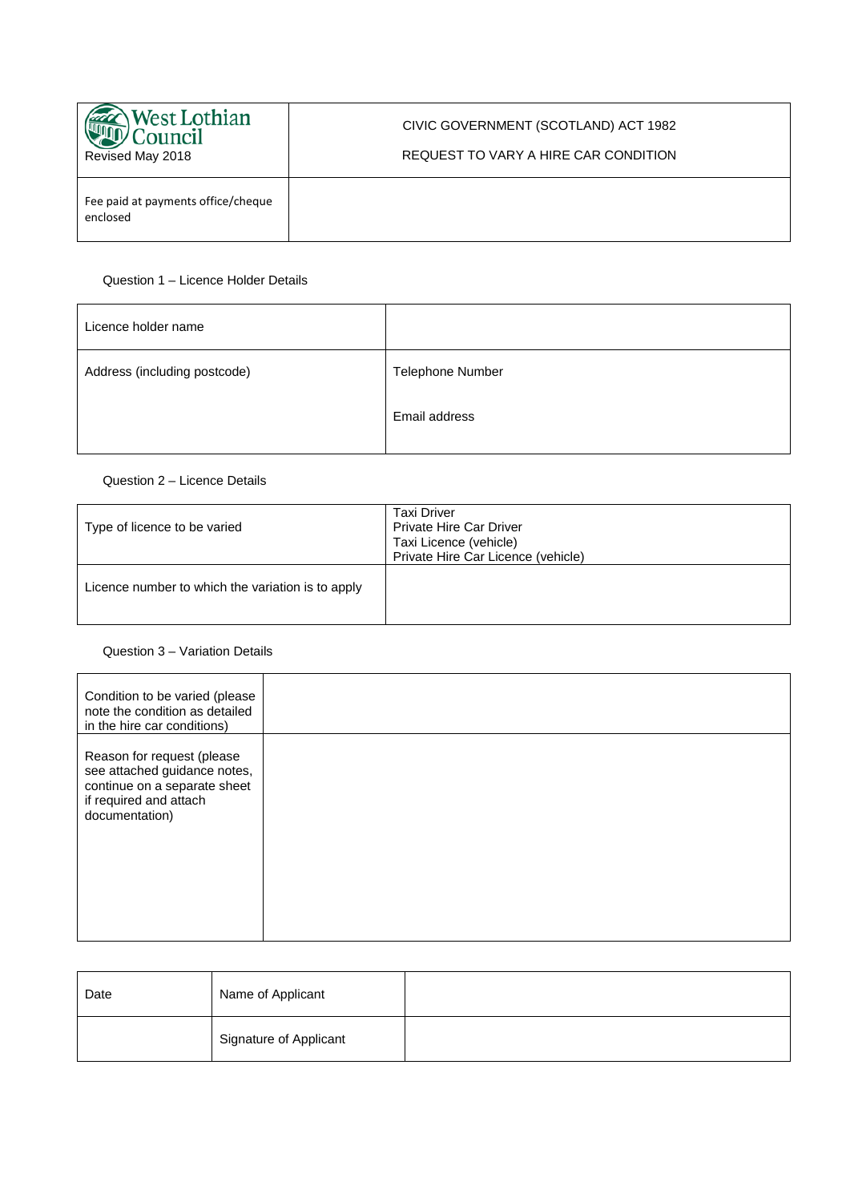| West Lothian Council<br>Revised May 2018 | CIVIC GOVERNMENT (SCOTLAND) ACT 1982<br><br>REQUEST TO VARY A HIRE CAR CONDITION |
|---|---|
| Fee paid at payments office/cheque enclosed | |

Question 1 – Licence Holder Details

| Licence holder name | |
|---|---|
| Address (including postcode) | Telephone Number<br><br>Email address |

Question 2 – Licence Details

| Type of licence to be varied | Taxi Driver<br>Private Hire Car Driver<br>Taxi Licence (vehicle)<br>Private Hire Car Licence (vehicle) |
|---|---|
| Licence number to which the variation is to apply | |

Question 3 – Variation Details

| Condition to be varied (please note the condition as detailed in the hire car conditions) | |
|---|---|
| Reason for request (please see attached guidance notes, continue on a separate sheet if required and attach documentation) | |

| Date | Name of Applicant | |
|---|---|---|
| | Signature of Applicant | |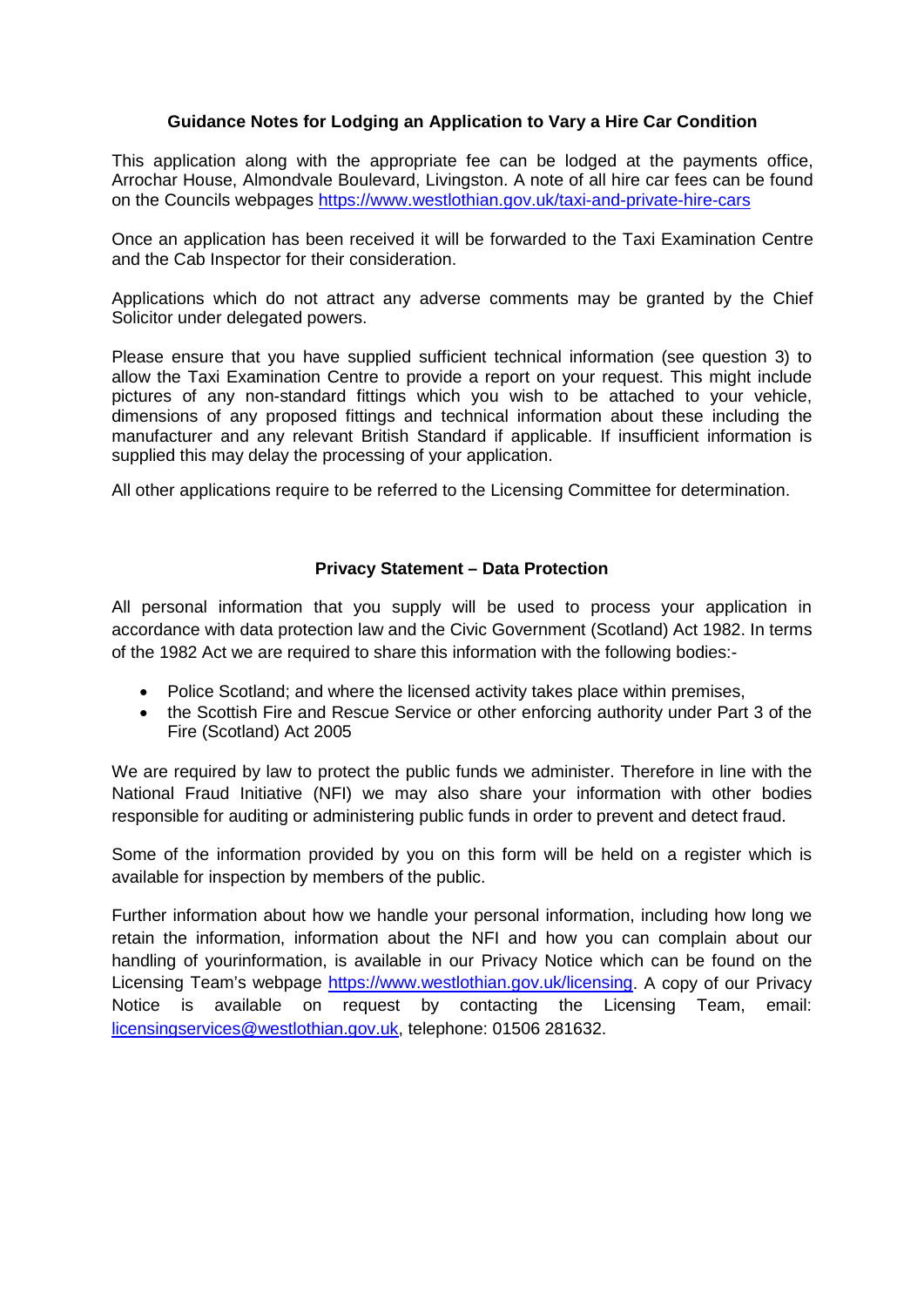**Guidance Notes for Lodging an Application to Vary a Hire Car Condition**

This application along with the appropriate fee can be lodged at the payments office, Arrochar House, Almondvale Boulevard, Livingston. A note of all hire car fees can be found on the Councils webpages https://www.westlothian.gov.uk/taxi-and-private-hire-cars

Once an application has been received it will be forwarded to the Taxi Examination Centre and the Cab Inspector for their consideration.

Applications which do not attract any adverse comments may be granted by the Chief Solicitor under delegated powers.

Please ensure that you have supplied sufficient technical information (see question 3) to allow the Taxi Examination Centre to provide a report on your request. This might include pictures of any non-standard fittings which you wish to be attached to your vehicle, dimensions of any proposed fittings and technical information about these including the manufacturer and any relevant British Standard if applicable. If insufficient information is supplied this may delay the processing of your application.

All other applications require to be referred to the Licensing Committee for determination.

**Privacy Statement – Data Protection**

All personal information that you supply will be used to process your application in accordance with data protection law and the Civic Government (Scotland) Act 1982. In terms of the 1982 Act we are required to share this information with the following bodies:-

- Police Scotland; and where the licensed activity takes place within premises,
- the Scottish Fire and Rescue Service or other enforcing authority under Part 3 of the Fire (Scotland) Act 2005

We are required by law to protect the public funds we administer. Therefore in line with the National Fraud Initiative (NFI) we may also share your information with other bodies responsible for auditing or administering public funds in order to prevent and detect fraud.

Some of the information provided by you on this form will be held on a register which is available for inspection by members of the public.

Further information about how we handle your personal information, including how long we retain the information, information about the NFI and how you can complain about our handling of yourinformation, is available in our Privacy Notice which can be found on the Licensing Team's webpage https://www.westlothian.gov.uk/licensing. A copy of our Privacy Notice is available on request by contacting the Licensing Team, email: licensingservices@westlothian.gov.uk, telephone: 01506 281632.